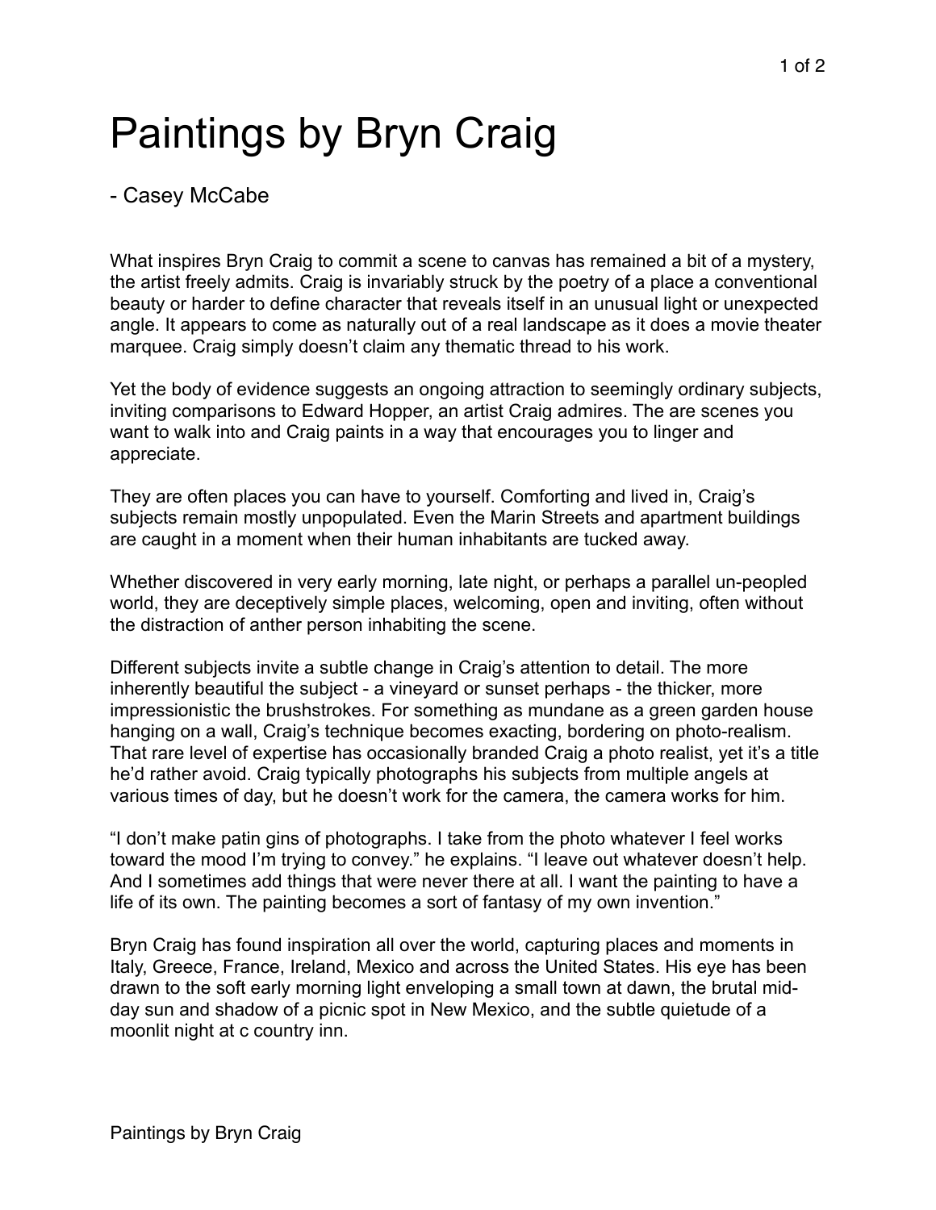# Paintings by Bryn Craig

- Casey McCabe

What inspires Bryn Craig to commit a scene to canvas has remained a bit of a mystery, the artist freely admits. Craig is invariably struck by the poetry of a place a conventional beauty or harder to define character that reveals itself in an unusual light or unexpected angle. It appears to come as naturally out of a real landscape as it does a movie theater marquee. Craig simply doesn't claim any thematic thread to his work.

Yet the body of evidence suggests an ongoing attraction to seemingly ordinary subjects, inviting comparisons to Edward Hopper, an artist Craig admires. The are scenes you want to walk into and Craig paints in a way that encourages you to linger and appreciate.

They are often places you can have to yourself. Comforting and lived in, Craig's subjects remain mostly unpopulated. Even the Marin Streets and apartment buildings are caught in a moment when their human inhabitants are tucked away.

Whether discovered in very early morning, late night, or perhaps a parallel un-peopled world, they are deceptively simple places, welcoming, open and inviting, often without the distraction of anther person inhabiting the scene.

Different subjects invite a subtle change in Craig's attention to detail. The more inherently beautiful the subject - a vineyard or sunset perhaps - the thicker, more impressionistic the brushstrokes. For something as mundane as a green garden house hanging on a wall, Craig's technique becomes exacting, bordering on photo-realism. That rare level of expertise has occasionally branded Craig a photo realist, yet it's a title he'd rather avoid. Craig typically photographs his subjects from multiple angels at various times of day, but he doesn't work for the camera, the camera works for him.

"I don't make patin gins of photographs. I take from the photo whatever I feel works toward the mood I'm trying to convey." he explains. "I leave out whatever doesn't help. And I sometimes add things that were never there at all. I want the painting to have a life of its own. The painting becomes a sort of fantasy of my own invention."

Bryn Craig has found inspiration all over the world, capturing places and moments in Italy, Greece, France, Ireland, Mexico and across the United States. His eye has been drawn to the soft early morning light enveloping a small town at dawn, the brutal mid-day sun and shadow of a picnic spot in New Mexico, and the subtle quietude of a moonlit night at c country inn.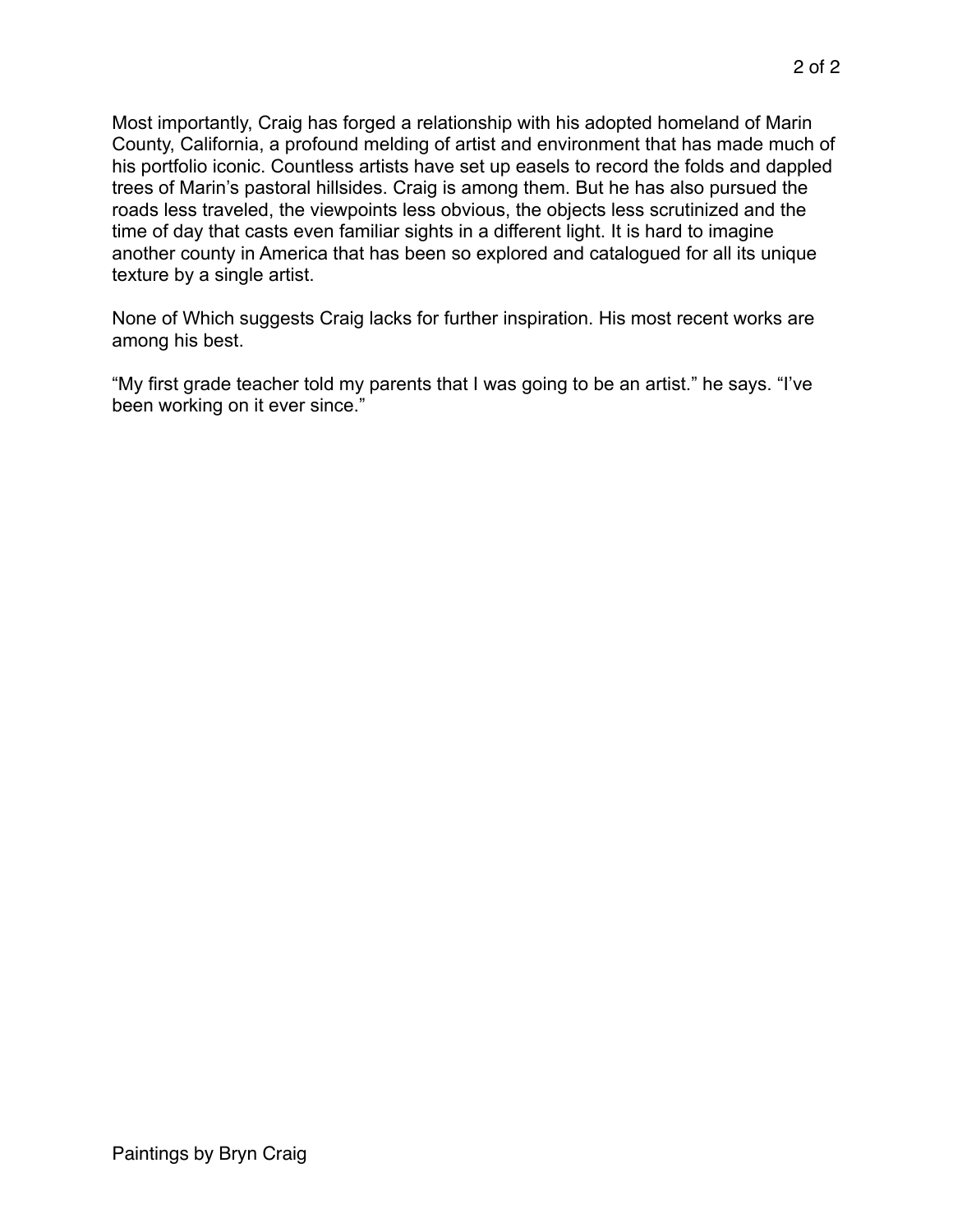Most importantly, Craig has forged a relationship with his adopted homeland of Marin County, California, a profound melding of artist and environment that has made much of his portfolio iconic. Countless artists have set up easels to record the folds and dappled trees of Marin's pastoral hillsides. Craig is among them. But he has also pursued the roads less traveled, the viewpoints less obvious, the objects less scrutinized and the time of day that casts even familiar sights in a different light. It is hard to imagine another county in America that has been so explored and catalogued for all its unique texture by a single artist.

None of Which suggests Craig lacks for further inspiration. His most recent works are among his best.

"My first grade teacher told my parents that I was going to be an artist." he says. "I've been working on it ever since."

Paintings by Bryn Craig